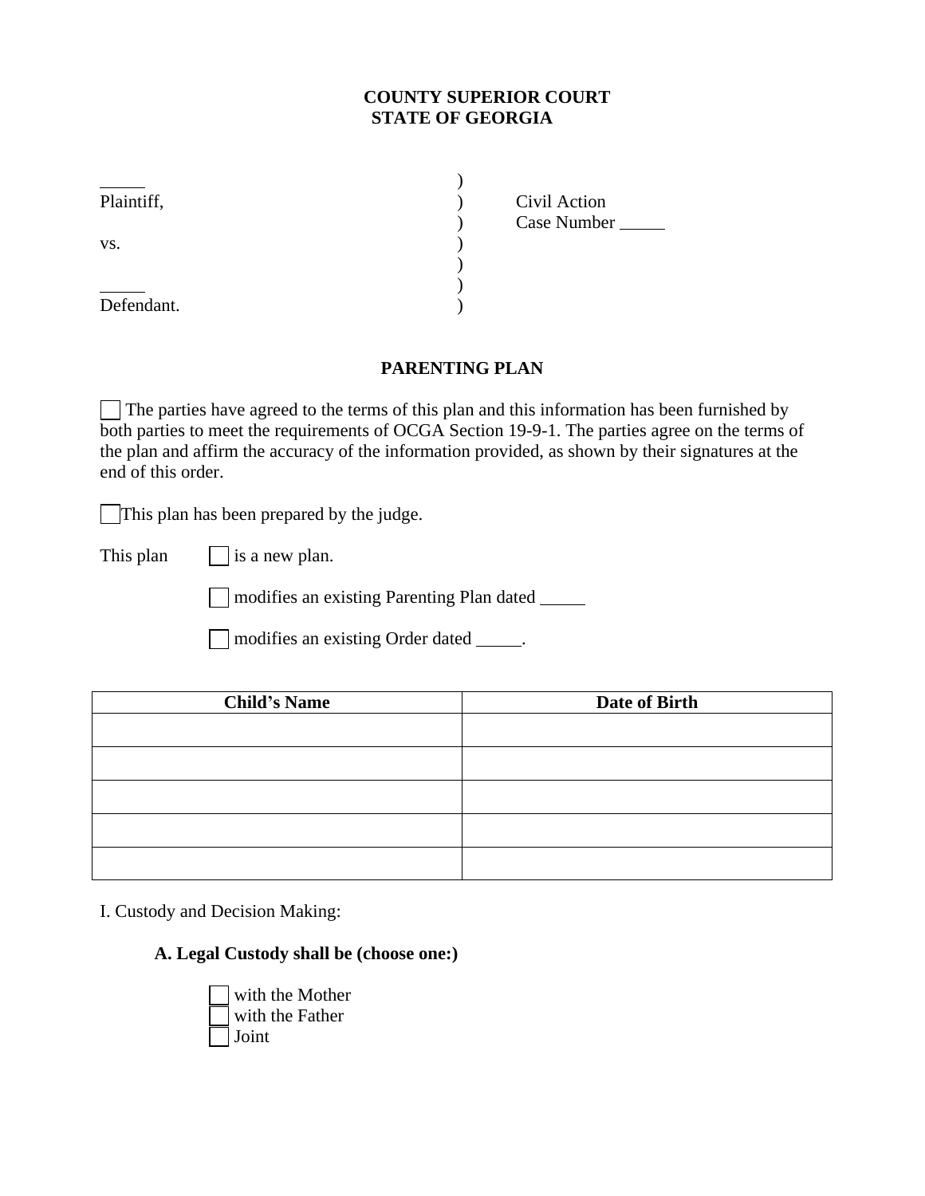**COUNTY SUPERIOR COURT**
**STATE OF GEORGIA**

| | | |
|---|---|---|
| _____ | ) | |
| Plaintiff, | ) | Civil Action |
| | ) | Case Number _____ |
| vs. | ) | |
| | ) | |
| _____ | ) | |
| Defendant. | ) | |

## PARENTING PLAN

☐ The parties have agreed to the terms of this plan and this information has been furnished by both parties to meet the requirements of OCGA Section 19-9-1. The parties agree on the terms of the plan and affirm the accuracy of the information provided, as shown by their signatures at the end of this order.

☐ This plan has been prepared by the judge.

This plan ☐ is a new plan.

☐ modifies an existing Parenting Plan dated _____

☐ modifies an existing Order dated _____.

| Child's Name | Date of Birth |
|---|---|
| | |
| | |
| | |
| | |
| | |

I. Custody and Decision Making:

**A. Legal Custody shall be (choose one:)**

☐ with the Mother
☐ with the Father
☐ Joint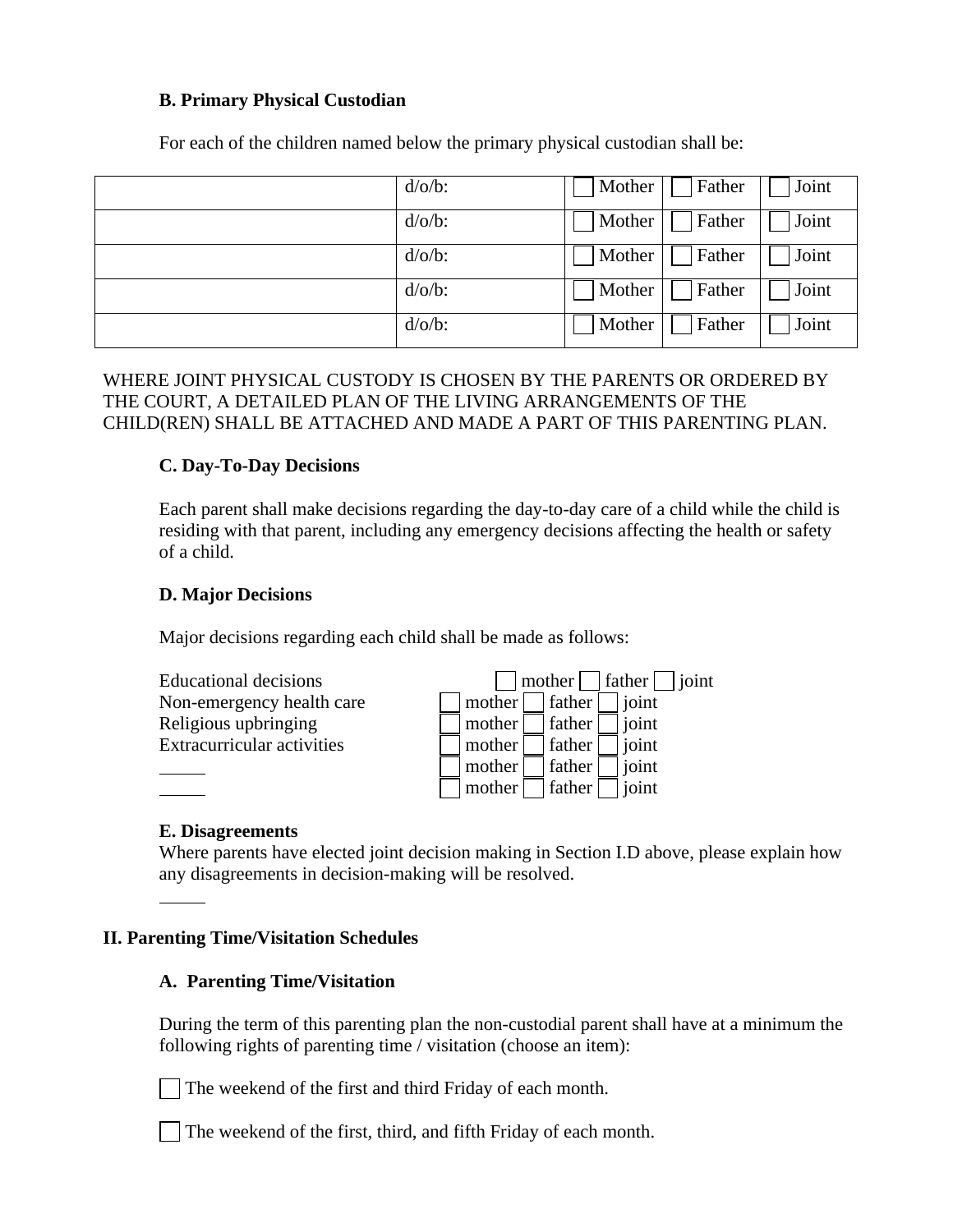### B. Primary Physical Custodian

For each of the children named below the primary physical custodian shall be:

| | | | | |
|---|---|---|---|---|
| | d/o/b: | ☐ Mother | ☐ Father | ☐ Joint |
| | d/o/b: | ☐ Mother | ☐ Father | ☐ Joint |
| | d/o/b: | ☐ Mother | ☐ Father | ☐ Joint |
| | d/o/b: | ☐ Mother | ☐ Father | ☐ Joint |
| | d/o/b: | ☐ Mother | ☐ Father | ☐ Joint |

WHERE JOINT PHYSICAL CUSTODY IS CHOSEN BY THE PARENTS OR ORDERED BY THE COURT, A DETAILED PLAN OF THE LIVING ARRANGEMENTS OF THE CHILD(REN) SHALL BE ATTACHED AND MADE A PART OF THIS PARENTING PLAN.

### C. Day-To-Day Decisions

Each parent shall make decisions regarding the day-to-day care of a child while the child is residing with that parent, including any emergency decisions affecting the health or safety of a child.

### D. Major Decisions

Major decisions regarding each child shall be made as follows:

| | |
|---|---|
| Educational decisions | ☐ mother ☐ father ☐ joint |
| Non-emergency health care | ☐ mother ☐ father ☐ joint |
| Religious upbringing | ☐ mother ☐ father ☐ joint |
| Extracurricular activities | ☐ mother ☐ father ☐ joint |
| _____ | ☐ mother ☐ father ☐ joint |
| _____ | ☐ mother ☐ father ☐ joint |

### E. Disagreements

Where parents have elected joint decision making in Section I.D above, please explain how any disagreements in decision-making will be resolved.

_____

## II. Parenting Time/Visitation Schedules

### A. Parenting Time/Visitation

During the term of this parenting plan the non-custodial parent shall have at a minimum the following rights of parenting time / visitation (choose an item):

☐ The weekend of the first and third Friday of each month.

☐ The weekend of the first, third, and fifth Friday of each month.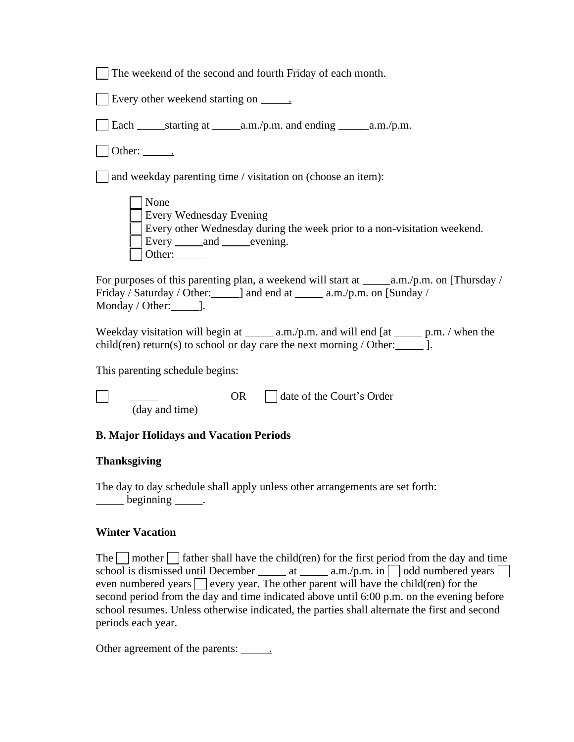☐ The weekend of the second and fourth Friday of each month.

☐ Every other weekend starting on _____.

☐ Each _____starting at _____a.m./p.m. and ending _____a.m./p.m.

☐ Other: _____.

☐ and weekday parenting time / visitation on (choose an item):

- ☐ None
- ☐ Every Wednesday Evening
- ☐ Every other Wednesday during the week prior to a non-visitation weekend.
- ☐ Every _____and _____evening.
- ☐ Other: _____

For purposes of this parenting plan, a weekend will start at _____a.m./p.m. on [Thursday / Friday / Saturday / Other:_____] and end at _____ a.m./p.m. on [Sunday / Monday / Other:_____].

Weekday visitation will begin at _____ a.m./p.m. and will end [at _____ p.m. / when the child(ren) return(s) to school or day care the next morning / Other:_____ ].

This parenting schedule begins:

☐ _____ (day and time) OR ☐ date of the Court's Order

**B. Major Holidays and Vacation Periods**

**Thanksgiving**

The day to day schedule shall apply unless other arrangements are set forth:
_____ beginning _____.

**Winter Vacation**

The ☐ mother ☐ father shall have the child(ren) for the first period from the day and time school is dismissed until December _____ at _____ a.m./p.m. in ☐ odd numbered years ☐ even numbered years ☐ every year. The other parent will have the child(ren) for the second period from the day and time indicated above until 6:00 p.m. on the evening before school resumes. Unless otherwise indicated, the parties shall alternate the first and second periods each year.

Other agreement of the parents: _____.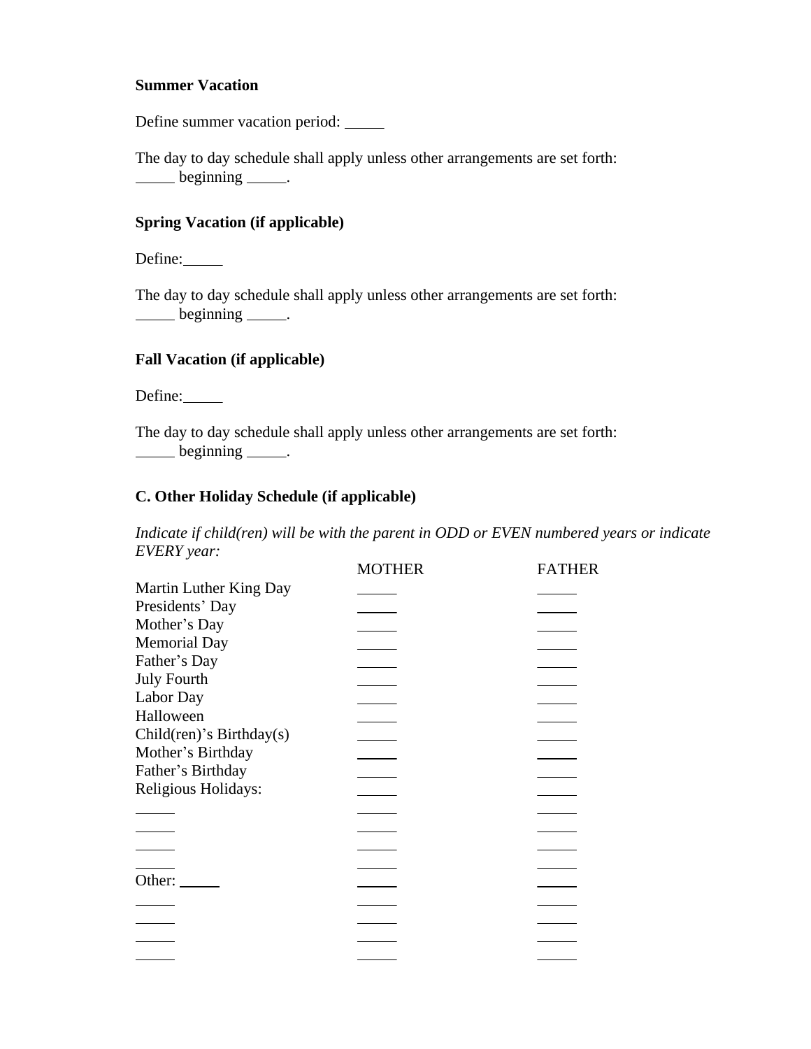**Summer Vacation**

Define summer vacation period: _____

The day to day schedule shall apply unless other arrangements are set forth:
_____ beginning _____.

**Spring Vacation (if applicable)**

Define:_____

The day to day schedule shall apply unless other arrangements are set forth:
_____ beginning _____.

**Fall Vacation (if applicable)**

Define:_____

The day to day schedule shall apply unless other arrangements are set forth:
_____ beginning _____.

**C. Other Holiday Schedule (if applicable)**

*Indicate if child(ren) will be with the parent in ODD or EVEN numbered years or indicate EVERY year:*

| | MOTHER | FATHER |
|---|---|---|
| Martin Luther King Day | _____ | _____ |
| Presidents' Day | _____ | _____ |
| Mother's Day | _____ | _____ |
| Memorial Day | _____ | _____ |
| Father's Day | _____ | _____ |
| July Fourth | _____ | _____ |
| Labor Day | _____ | _____ |
| Halloween | _____ | _____ |
| Child(ren)'s Birthday(s) | _____ | _____ |
| Mother's Birthday | _____ | _____ |
| Father's Birthday | _____ | _____ |
| Religious Holidays: | _____ | _____ |
| _____ | _____ | _____ |
| _____ | _____ | _____ |
| _____ | _____ | _____ |
| _____ | _____ | _____ |
| Other: _____ | _____ | _____ |
| _____ | _____ | _____ |
| _____ | _____ | _____ |
| _____ | _____ | _____ |
| _____ | _____ | _____ |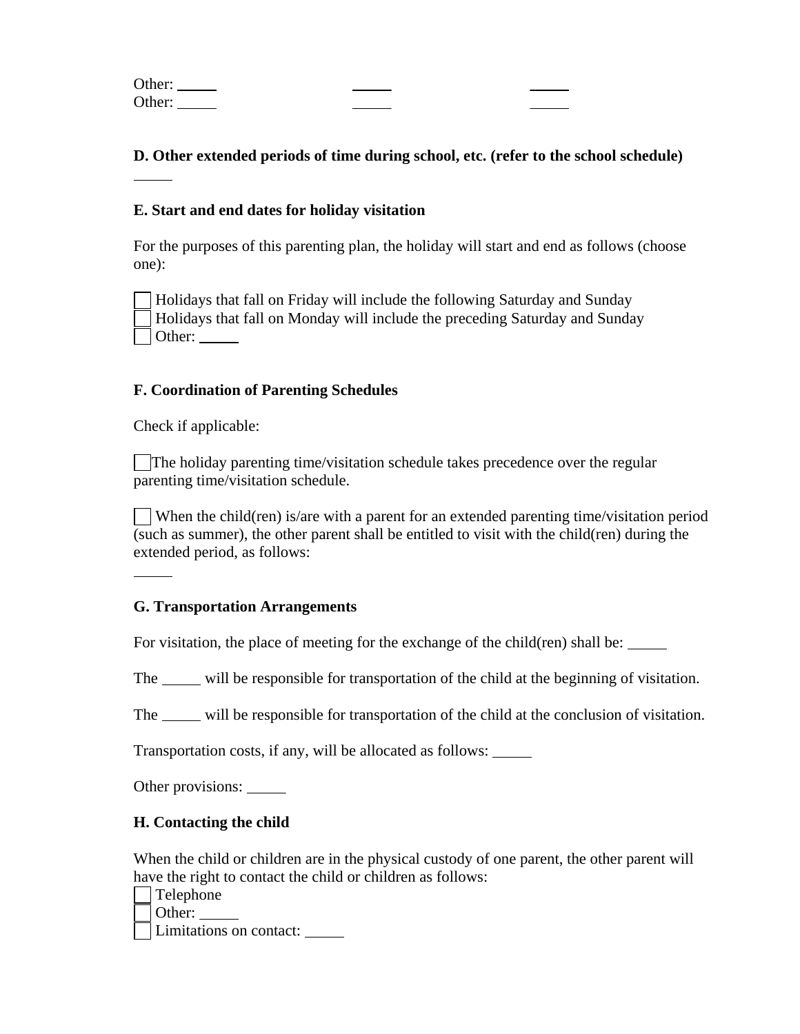Other: _____ _____ _____
Other: _____ _____ _____

**D. Other extended periods of time during school, etc. (refer to the school schedule)**

_____

**E. Start and end dates for holiday visitation**

For the purposes of this parenting plan, the holiday will start and end as follows (choose one):

☐ Holidays that fall on Friday will include the following Saturday and Sunday
☐ Holidays that fall on Monday will include the preceding Saturday and Sunday
☐ Other: _____

**F. Coordination of Parenting Schedules**

Check if applicable:

☐ The holiday parenting time/visitation schedule takes precedence over the regular parenting time/visitation schedule.

☐ When the child(ren) is/are with a parent for an extended parenting time/visitation period (such as summer), the other parent shall be entitled to visit with the child(ren) during the extended period, as follows:

_____

**G. Transportation Arrangements**

For visitation, the place of meeting for the exchange of the child(ren) shall be: _____

The _____ will be responsible for transportation of the child at the beginning of visitation.

The _____ will be responsible for transportation of the child at the conclusion of visitation.

Transportation costs, if any, will be allocated as follows: _____

Other provisions: _____

**H. Contacting the child**

When the child or children are in the physical custody of one parent, the other parent will have the right to contact the child or children as follows:
☐ Telephone
☐ Other: _____
☐ Limitations on contact: _____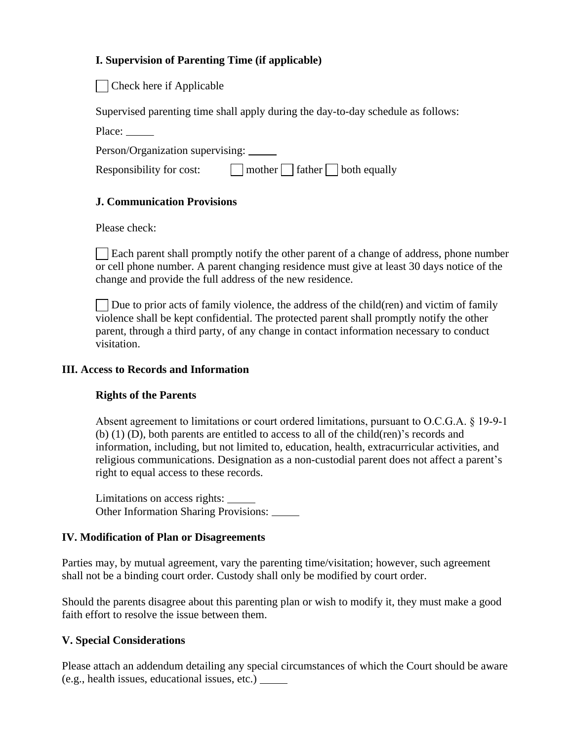### I. Supervision of Parenting Time (if applicable)

☐ Check here if Applicable

Supervised parenting time shall apply during the day-to-day schedule as follows:

Place: _____

Person/Organization supervising: _____

Responsibility for cost: ☐ mother ☐ father ☐ both equally

### J. Communication Provisions

Please check:

☐ Each parent shall promptly notify the other parent of a change of address, phone number or cell phone number. A parent changing residence must give at least 30 days notice of the change and provide the full address of the new residence.

☐ Due to prior acts of family violence, the address of the child(ren) and victim of family violence shall be kept confidential. The protected parent shall promptly notify the other parent, through a third party, of any change in contact information necessary to conduct visitation.

## III. Access to Records and Information

### Rights of the Parents

Absent agreement to limitations or court ordered limitations, pursuant to O.C.G.A. § 19-9-1 (b) (1) (D), both parents are entitled to access to all of the child(ren)'s records and information, including, but not limited to, education, health, extracurricular activities, and religious communications. Designation as a non-custodial parent does not affect a parent's right to equal access to these records.

Limitations on access rights: _____
Other Information Sharing Provisions: _____

## IV. Modification of Plan or Disagreements

Parties may, by mutual agreement, vary the parenting time/visitation; however, such agreement shall not be a binding court order. Custody shall only be modified by court order.

Should the parents disagree about this parenting plan or wish to modify it, they must make a good faith effort to resolve the issue between them.

## V. Special Considerations

Please attach an addendum detailing any special circumstances of which the Court should be aware (e.g., health issues, educational issues, etc.) _____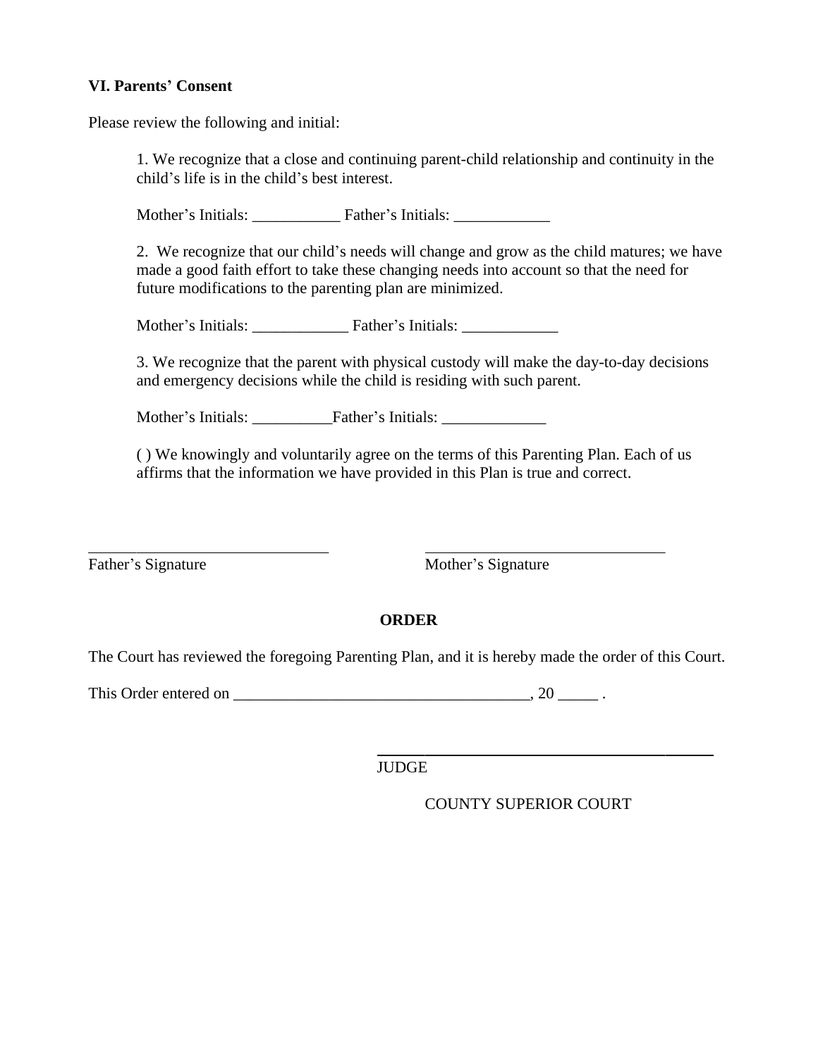**VI. Parents' Consent**

Please review the following and initial:

1. We recognize that a close and continuing parent-child relationship and continuity in the child's life is in the child's best interest.

Mother's Initials: ___________ Father's Initials: ____________

2. We recognize that our child's needs will change and grow as the child matures; we have made a good faith effort to take these changing needs into account so that the need for future modifications to the parenting plan are minimized.

Mother's Initials: ____________ Father's Initials: ____________

3. We recognize that the parent with physical custody will make the day-to-day decisions and emergency decisions while the child is residing with such parent.

Mother's Initials: __________Father's Initials: _____________

( ) We knowingly and voluntarily agree on the terms of this Parenting Plan. Each of us affirms that the information we have provided in this Plan is true and correct.

_______________________________ _______________________________

Father's Signature Mother's Signature

**ORDER**

The Court has reviewed the foregoing Parenting Plan, and it is hereby made the order of this Court.

This Order entered on _____________________________________, 20 _____ .

_______________________________________________

JUDGE

COUNTY SUPERIOR COURT